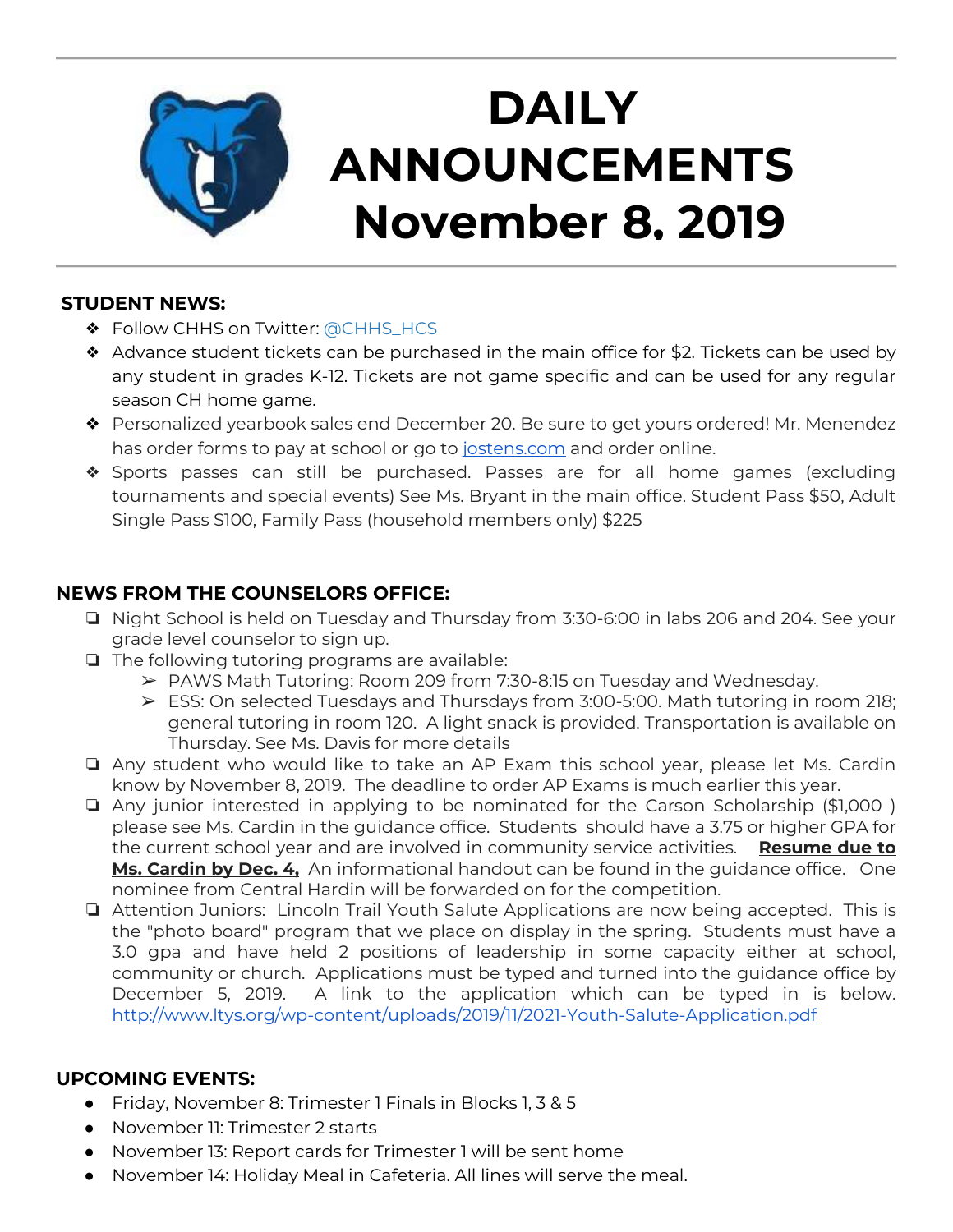# DAILY ANNOUNCEMENTS November 8, 2019

**STUDENT NEWS:**

- Follow CHHS on Twitter: @CHHS_HCS
- Advance student tickets can be purchased in the main office for $2. Tickets can be used by any student in grades K-12. Tickets are not game specific and can be used for any regular season CH home game.
- Personalized yearbook sales end December 20. Be sure to get yours ordered! Mr. Menendez has order forms to pay at school or go to jostens.com and order online.
- Sports passes can still be purchased. Passes are for all home games (excluding tournaments and special events) See Ms. Bryant in the main office. Student Pass $50, Adult Single Pass $100, Family Pass (household members only) $225

**NEWS FROM THE COUNSELORS OFFICE:**

- Night School is held on Tuesday and Thursday from 3:30-6:00 in labs 206 and 204. See your grade level counselor to sign up.
- The following tutoring programs are available:
  - PAWS Math Tutoring: Room 209 from 7:30-8:15 on Tuesday and Wednesday.
  - ESS: On selected Tuesdays and Thursdays from 3:00-5:00. Math tutoring in room 218; general tutoring in room 120. A light snack is provided. Transportation is available on Thursday. See Ms. Davis for more details
- Any student who would like to take an AP Exam this school year, please let Ms. Cardin know by November 8, 2019. The deadline to order AP Exams is much earlier this year.
- Any junior interested in applying to be nominated for the Carson Scholarship ($1,000 ) please see Ms. Cardin in the guidance office. Students should have a 3.75 or higher GPA for the current school year and are involved in community service activities. **Resume due to Ms. Cardin by Dec. 4,** An informational handout can be found in the guidance office. One nominee from Central Hardin will be forwarded on for the competition.
- Attention Juniors: Lincoln Trail Youth Salute Applications are now being accepted. This is the "photo board" program that we place on display in the spring. Students must have a 3.0 gpa and have held 2 positions of leadership in some capacity either at school, community or church. Applications must be typed and turned into the guidance office by December 5, 2019. A link to the application which can be typed in is below. http://www.ltys.org/wp-content/uploads/2019/11/2021-Youth-Salute-Application.pdf

**UPCOMING EVENTS:**

- Friday, November 8: Trimester 1 Finals in Blocks 1, 3 & 5
- November 11: Trimester 2 starts
- November 13: Report cards for Trimester 1 will be sent home
- November 14: Holiday Meal in Cafeteria. All lines will serve the meal.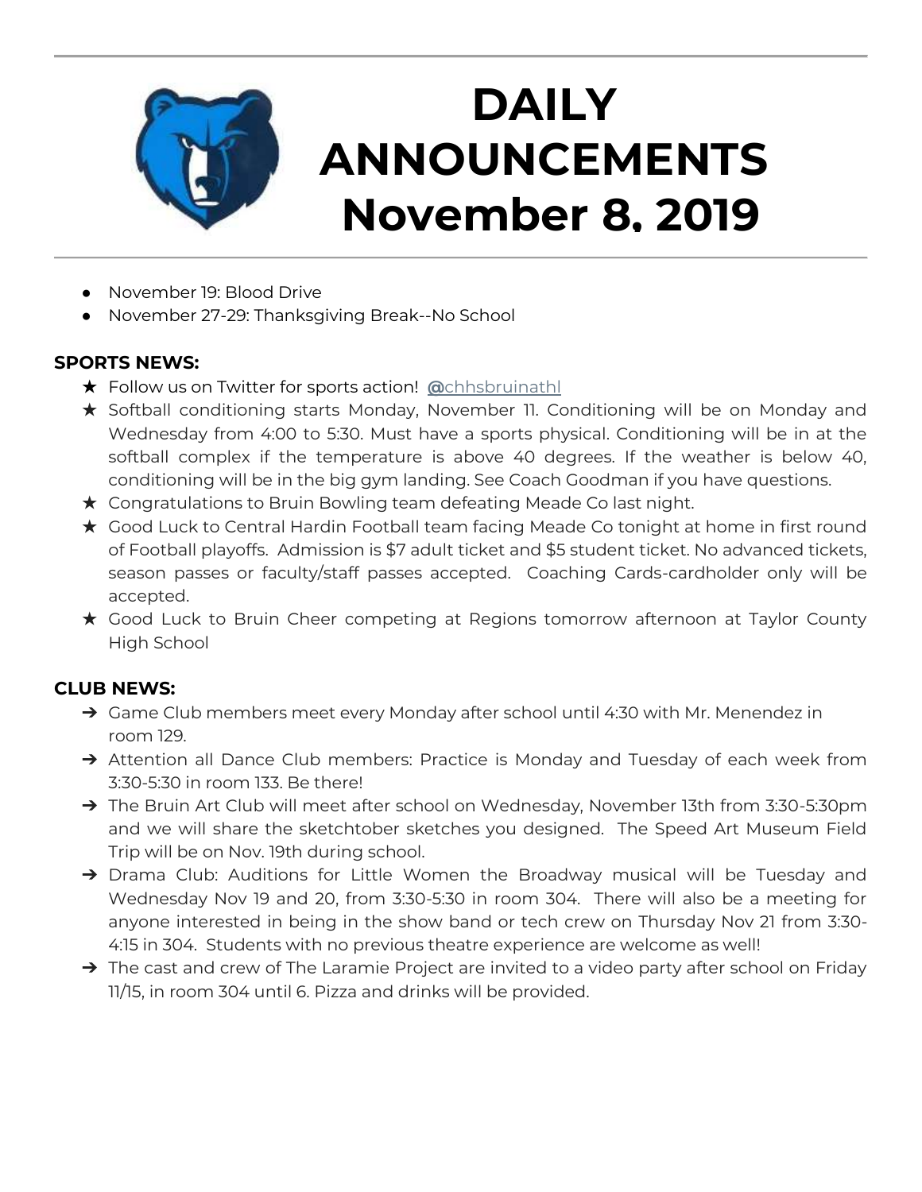# DAILY ANNOUNCEMENTS November 8, 2019

- November 19: Blood Drive
- November 27-29: Thanksgiving Break--No School

**SPORTS NEWS:**

- Follow us on Twitter for sports action! @chhsbruinathl
- Softball conditioning starts Monday, November 11. Conditioning will be on Monday and Wednesday from 4:00 to 5:30. Must have a sports physical. Conditioning will be in at the softball complex if the temperature is above 40 degrees. If the weather is below 40, conditioning will be in the big gym landing. See Coach Goodman if you have questions.
- Congratulations to Bruin Bowling team defeating Meade Co last night.
- Good Luck to Central Hardin Football team facing Meade Co tonight at home in first round of Football playoffs. Admission is $7 adult ticket and $5 student ticket. No advanced tickets, season passes or faculty/staff passes accepted. Coaching Cards-cardholder only will be accepted.
- Good Luck to Bruin Cheer competing at Regions tomorrow afternoon at Taylor County High School

**CLUB NEWS:**

- Game Club members meet every Monday after school until 4:30 with Mr. Menendez in room 129.
- Attention all Dance Club members: Practice is Monday and Tuesday of each week from 3:30-5:30 in room 133. Be there!
- The Bruin Art Club will meet after school on Wednesday, November 13th from 3:30-5:30pm and we will share the sketchtober sketches you designed. The Speed Art Museum Field Trip will be on Nov. 19th during school.
- Drama Club: Auditions for Little Women the Broadway musical will be Tuesday and Wednesday Nov 19 and 20, from 3:30-5:30 in room 304. There will also be a meeting for anyone interested in being in the show band or tech crew on Thursday Nov 21 from 3:30-4:15 in 304. Students with no previous theatre experience are welcome as well!
- The cast and crew of The Laramie Project are invited to a video party after school on Friday 11/15, in room 304 until 6. Pizza and drinks will be provided.